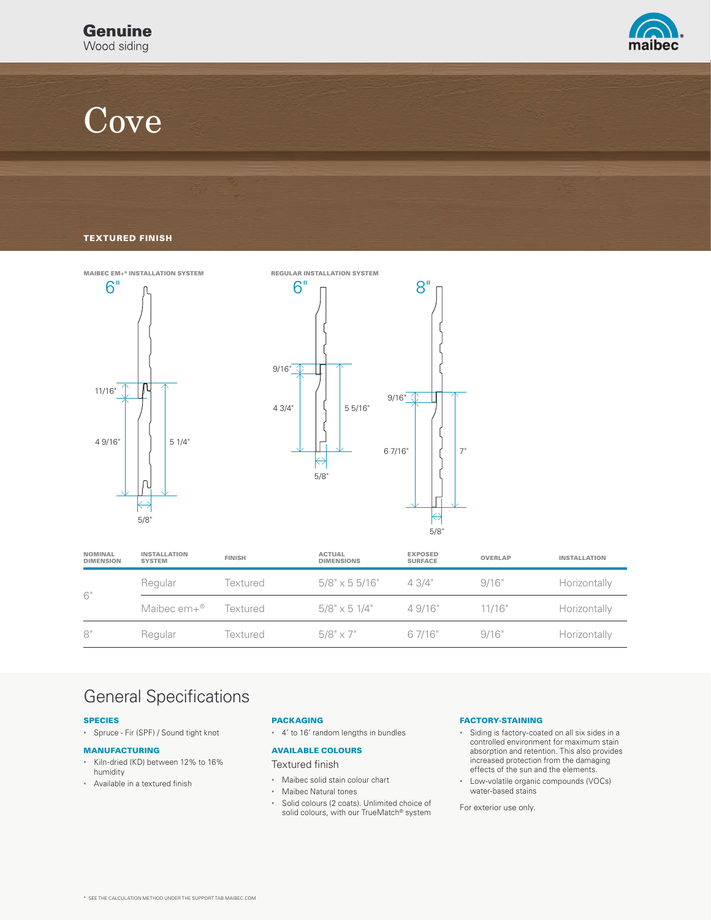**Genuine**
Wood siding

# Cove

**TEXTURED FINISH**

**MAIBEC EM+® INSTALLATION SYSTEM**

6"

11/16"

4 9/16"

5 1/4"

5/8"

**REGULAR INSTALLATION SYSTEM**

6"

9/16"

4 3/4"

5 5/16"

5/8"

8"

9/16"

6 7/16"

7"

5/8"

| NOMINAL DIMENSION | INSTALLATION SYSTEM | FINISH | ACTUAL DIMENSIONS | EXPOSED SURFACE | OVERLAP | INSTALLATION |
|---|---|---|---|---|---|---|
| 6" | Regular | Textured | 5/8" x 5 5/16" | 4 3/4" | 9/16" | Horizontally |
| | Maibec em+® | Textured | 5/8" x 5 1/4" | 4 9/16" | 11/16" | Horizontally |
| 8" | Regular | Textured | 5/8" x 7" | 6 7/16" | 9/16" | Horizontally |

## General Specifications

### SPECIES

- Spruce - Fir (SPF) / Sound tight knot

### MANUFACTURING

- Kiln-dried (KD) between 12% to 16% humidity
- Available in a textured finish

### PACKAGING

- 4' to 16' random lengths in bundles

### AVAILABLE COLOURS

Textured finish

- Maibec solid stain colour chart
- Maibec Natural tones
- Solid colours (2 coats). Unlimited choice of solid colours, with our TrueMatch® system

### FACTORY-STAINING

- Siding is factory-coated on all six sides in a controlled environment for maximum stain absorption and retention. This also provides increased protection from the damaging effects of the sun and the elements.
- Low-volatile organic compounds (VOCs) water-based stains

For exterior use only.

* SEE THE CALCULATION METHOD UNDER THE SUPPORT TAB MAIBEC.COM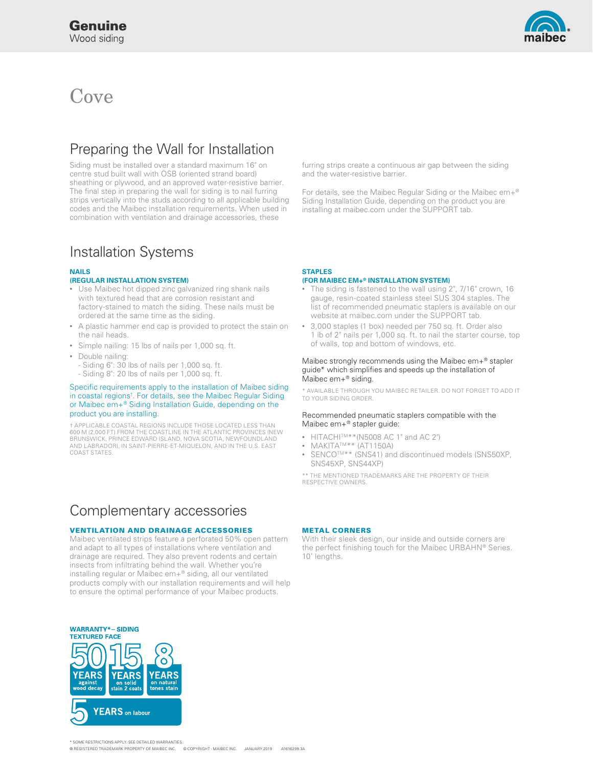# Cove

## Preparing the Wall for Installation

Siding must be installed over a standard maximum 16" on centre stud built wall with OSB (oriented strand board) sheathing or plywood, and an approved water-resistive barrier. The final step in preparing the wall for siding is to nail furring strips vertically into the studs according to all applicable building codes and the Maibec installation requirements. When used in combination with ventilation and drainage accessories, these furring strips create a continuous air gap between the siding and the water-resistive barrier.

For details, see the Maibec Regular Siding or the Maibec em+® Siding Installation Guide, depending on the product you are installing at maibec.com under the SUPPORT tab.

## Installation Systems

### NAILS (REGULAR INSTALLATION SYSTEM)

- Use Maibec hot dipped zinc galvanized ring shank nails with textured head that are corrosion resistant and factory-stained to match the siding. These nails must be ordered at the same time as the siding.
- A plastic hammer end cap is provided to protect the stain on the nail heads.
- Simple nailing: 15 lbs of nails per 1,000 sq. ft.
- Double nailing:
  - Siding 6": 30 lbs of nails per 1,000 sq. ft.
  - Siding 8": 20 lbs of nails per 1,000 sq. ft.

Specific requirements apply to the installation of Maibec siding in coastal regions†. For details, see the Maibec Regular Siding or Maibec em+® Siding Installation Guide, depending on the product you are installing.

† APPLICABLE COASTAL REGIONS INCLUDE THOSE LOCATED LESS THAN 600 M (2,000 FT) FROM THE COASTLINE IN THE ATLANTIC PROVINCES (NEW BRUNSWICK, PRINCE EDWARD ISLAND, NOVA SCOTIA, NEWFOUNDLAND AND LABRADOR), IN SAINT-PIERRE-ET-MIQUELON, AND IN THE U.S. EAST COAST STATES.

### STAPLES (FOR MAIBEC EM+® INSTALLATION SYSTEM)

- The siding is fastened to the wall using 2", 7/16" crown, 16 gauge, resin-coated stainless steel SUS 304 staples. The list of recommended pneumatic staplers is available on our website at maibec.com under the SUPPORT tab.
- 3,000 staples (1 box) needed per 750 sq. ft. Order also 1 lb of 2" nails per 1,000 sq. ft. to nail the starter course, top of walls, top and bottom of windows, etc.

Maibec strongly recommends using the Maibec em+® stapler guide* which simplifies and speeds up the installation of Maibec em+® siding.

* AVAILABLE THROUGH YOU MAIBEC RETAILER. DO NOT FORGET TO ADD IT TO YOUR SIDING ORDER.

Recommended pneumatic staplers compatible with the Maibec em+® stapler guide:

- HITACHI™** (N5008 AC 1" and AC 2")
- MAKITA™** (AT1150A)
- SENCO™** (SNS41) and discontinued models (SNS50XP, SNS45XP, SNS44XP)

** THE MENTIONED TRADEMARKS ARE THE PROPERTY OF THEIR RESPECTIVE OWNERS.

## Complementary accessories

### VENTILATION AND DRAINAGE ACCESSORIES

Maibec ventilated strips feature a perforated 50% open pattern and adapt to all types of installations where ventilation and drainage are required. They also prevent rodents and certain insects from infiltrating behind the wall. Whether you're installing regular or Maibec em+® siding, all our ventilated products comply with our installation requirements and will help to ensure the optimal performance of your Maibec products.

### METAL CORNERS

With their sleek design, our inside and outside corners are the perfect finishing touch for the Maibec URBAHN® Series. 10' lengths.

**WARRANTY* – SIDING TEXTURED FACE**

50 YEARS against wood decay

15 YEARS on solid stain 2 coats

8 YEARS on natural tones stain

5 YEARS on labour

* SOME RESTRICTIONS APPLY. SEE DETAILED WARRANTIES.

® REGISTERED TRADEMARK PROPERTY OF MAIBEC INC. © COPYRIGHT - MAIBEC INC. JANUARY 2019 A1616299.3A